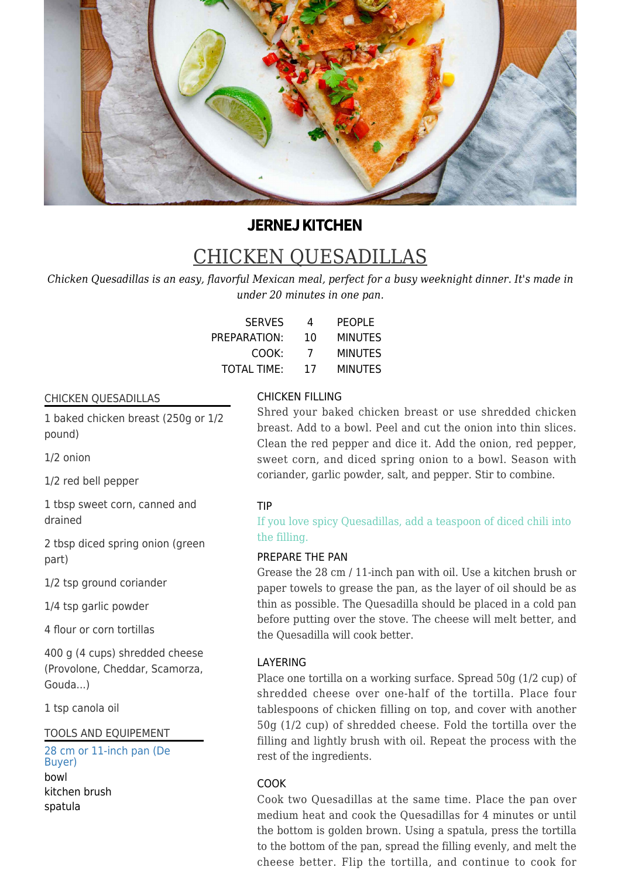**JERNEJ KITCHEN**

# CHICKEN QUESADILLAS

*Chicken Quesadillas is an easy, flavorful Mexican meal, perfect for a busy weeknight dinner. It's made in under 20 minutes in one pan.*

| | | |
|---|---|---|
| SERVES | 4 | PEOPLE |
| PREPARATION: | 10 | MINUTES |
| COOK: | 7 | MINUTES |
| TOTAL TIME: | 17 | MINUTES |

## CHICKEN QUESADILLAS

1 baked chicken breast (250g or 1/2 pound)

1/2 onion

1/2 red bell pepper

1 tbsp sweet corn, canned and drained

2 tbsp diced spring onion (green part)

1/2 tsp ground coriander

1/4 tsp garlic powder

4 flour or corn tortillas

400 g (4 cups) shredded cheese (Provolone, Cheddar, Scamorza, Gouda...)

1 tsp canola oil

## TOOLS AND EQUIPEMENT

28 cm or 11-inch pan (De Buyer)
bowl
kitchen brush
spatula

### CHICKEN FILLING

Shred your baked chicken breast or use shredded chicken breast. Add to a bowl. Peel and cut the onion into thin slices. Clean the red pepper and dice it. Add the onion, red pepper, sweet corn, and diced spring onion to a bowl. Season with coriander, garlic powder, salt, and pepper. Stir to combine.

### TIP

If you love spicy Quesadillas, add a teaspoon of diced chili into the filling.

### PREPARE THE PAN

Grease the 28 cm / 11-inch pan with oil. Use a kitchen brush or paper towels to grease the pan, as the layer of oil should be as thin as possible. The Quesadilla should be placed in a cold pan before putting over the stove. The cheese will melt better, and the Quesadilla will cook better.

### LAYERING

Place one tortilla on a working surface. Spread 50g (1/2 cup) of shredded cheese over one-half of the tortilla. Place four tablespoons of chicken filling on top, and cover with another 50g (1/2 cup) of shredded cheese. Fold the tortilla over the filling and lightly brush with oil. Repeat the process with the rest of the ingredients.

### COOK

Cook two Quesadillas at the same time. Place the pan over medium heat and cook the Quesadillas for 4 minutes or until the bottom is golden brown. Using a spatula, press the tortilla to the bottom of the pan, spread the filling evenly, and melt the cheese better. Flip the tortilla, and continue to cook for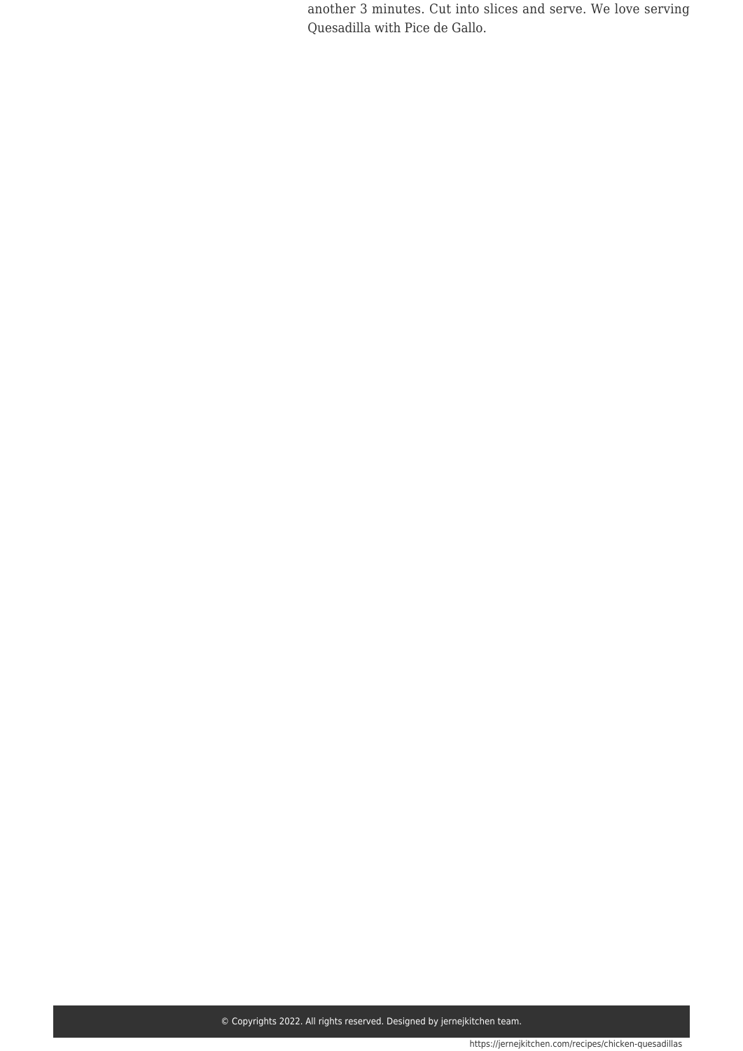another 3 minutes. Cut into slices and serve. We love serving Quesadilla with Pice de Gallo.

© Copyrights 2022. All rights reserved. Designed by jernejkitchen team.